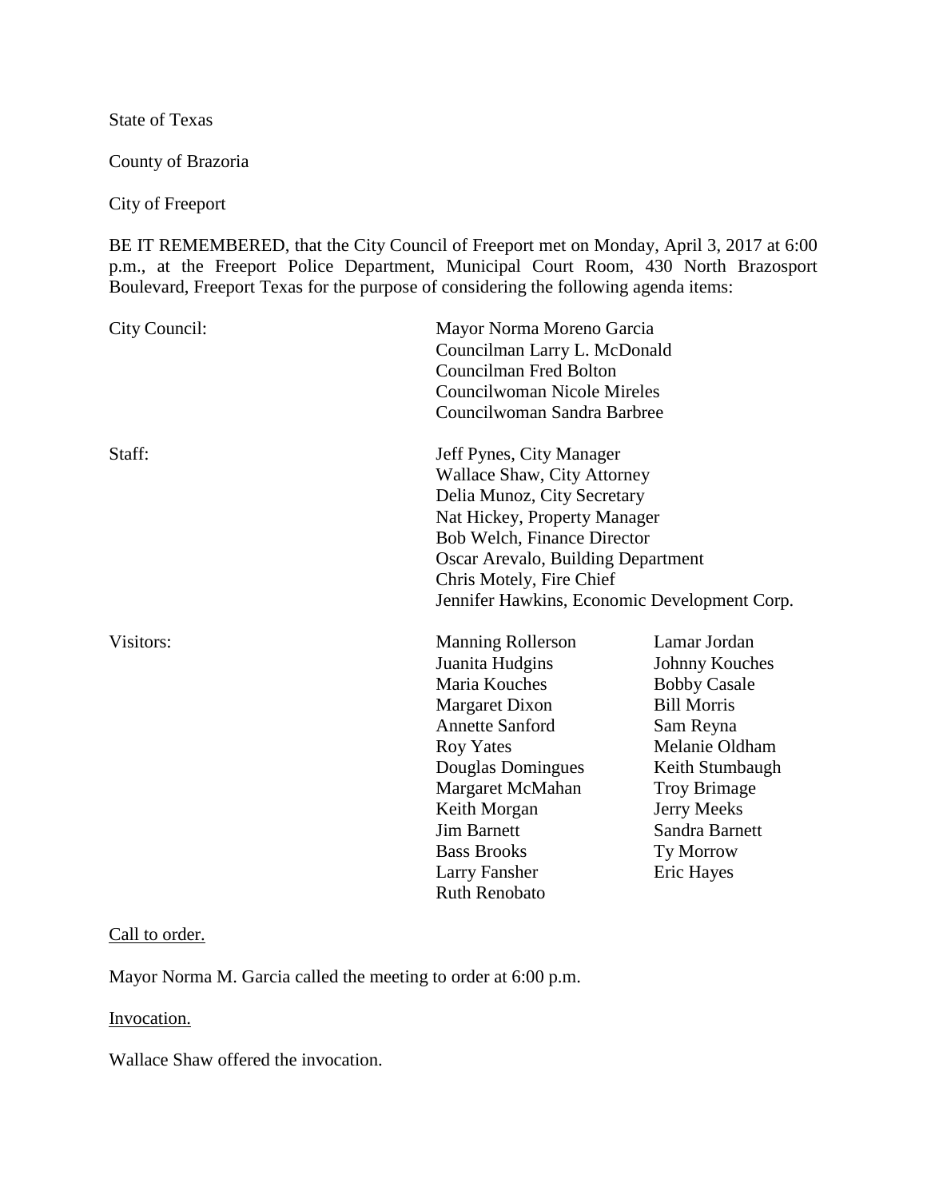State of Texas

County of Brazoria

City of Freeport

BE IT REMEMBERED, that the City Council of Freeport met on Monday, April 3, 2017 at 6:00 p.m., at the Freeport Police Department, Municipal Court Room, 430 North Brazosport Boulevard, Freeport Texas for the purpose of considering the following agenda items:

City Council:

Mayor Norma Moreno Garcia
Councilman Larry L. McDonald
Councilman Fred Bolton
Councilwoman Nicole Mireles
Councilwoman Sandra Barbree

Staff:

Jeff Pynes, City Manager
Wallace Shaw, City Attorney
Delia Munoz, City Secretary
Nat Hickey, Property Manager
Bob Welch, Finance Director
Oscar Arevalo, Building Department
Chris Motely, Fire Chief
Jennifer Hawkins, Economic Development Corp.

Visitors:

| | |
|---|---|
| Manning Rollerson | Lamar Jordan |
| Juanita Hudgins | Johnny Kouches |
| Maria Kouches | Bobby Casale |
| Margaret Dixon | Bill Morris |
| Annette Sanford | Sam Reyna |
| Roy Yates | Melanie Oldham |
| Douglas Domingues | Keith Stumbaugh |
| Margaret McMahan | Troy Brimage |
| Keith Morgan | Jerry Meeks |
| Jim Barnett | Sandra Barnett |
| Bass Brooks | Ty Morrow |
| Larry Fansher | Eric Hayes |
| Ruth Renobato | |

Call to order.

Mayor Norma M. Garcia called the meeting to order at 6:00 p.m.

Invocation.

Wallace Shaw offered the invocation.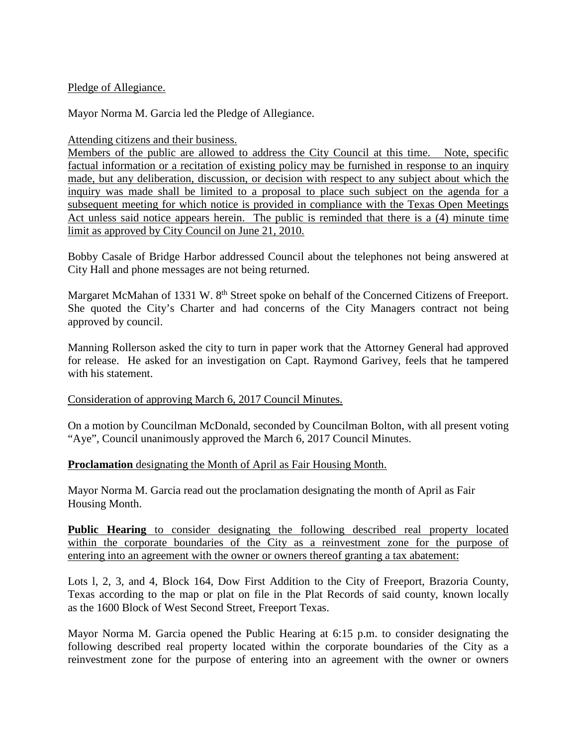Pledge of Allegiance.

Mayor Norma M. Garcia led the Pledge of Allegiance.

Attending citizens and their business.

Members of the public are allowed to address the City Council at this time. Note, specific factual information or a recitation of existing policy may be furnished in response to an inquiry made, but any deliberation, discussion, or decision with respect to any subject about which the inquiry was made shall be limited to a proposal to place such subject on the agenda for a subsequent meeting for which notice is provided in compliance with the Texas Open Meetings Act unless said notice appears herein. The public is reminded that there is a (4) minute time limit as approved by City Council on June 21, 2010.

Bobby Casale of Bridge Harbor addressed Council about the telephones not being answered at City Hall and phone messages are not being returned.

Margaret McMahan of 1331 W. 8th Street spoke on behalf of the Concerned Citizens of Freeport. She quoted the City's Charter and had concerns of the City Managers contract not being approved by council.

Manning Rollerson asked the city to turn in paper work that the Attorney General had approved for release. He asked for an investigation on Capt. Raymond Garivey, feels that he tampered with his statement.

Consideration of approving March 6, 2017 Council Minutes.

On a motion by Councilman McDonald, seconded by Councilman Bolton, with all present voting "Aye", Council unanimously approved the March 6, 2017 Council Minutes.

**Proclamation** designating the Month of April as Fair Housing Month.

Mayor Norma M. Garcia read out the proclamation designating the month of April as Fair Housing Month.

**Public Hearing** to consider designating the following described real property located within the corporate boundaries of the City as a reinvestment zone for the purpose of entering into an agreement with the owner or owners thereof granting a tax abatement:

Lots l, 2, 3, and 4, Block 164, Dow First Addition to the City of Freeport, Brazoria County, Texas according to the map or plat on file in the Plat Records of said county, known locally as the 1600 Block of West Second Street, Freeport Texas.

Mayor Norma M. Garcia opened the Public Hearing at 6:15 p.m. to consider designating the following described real property located within the corporate boundaries of the City as a reinvestment zone for the purpose of entering into an agreement with the owner or owners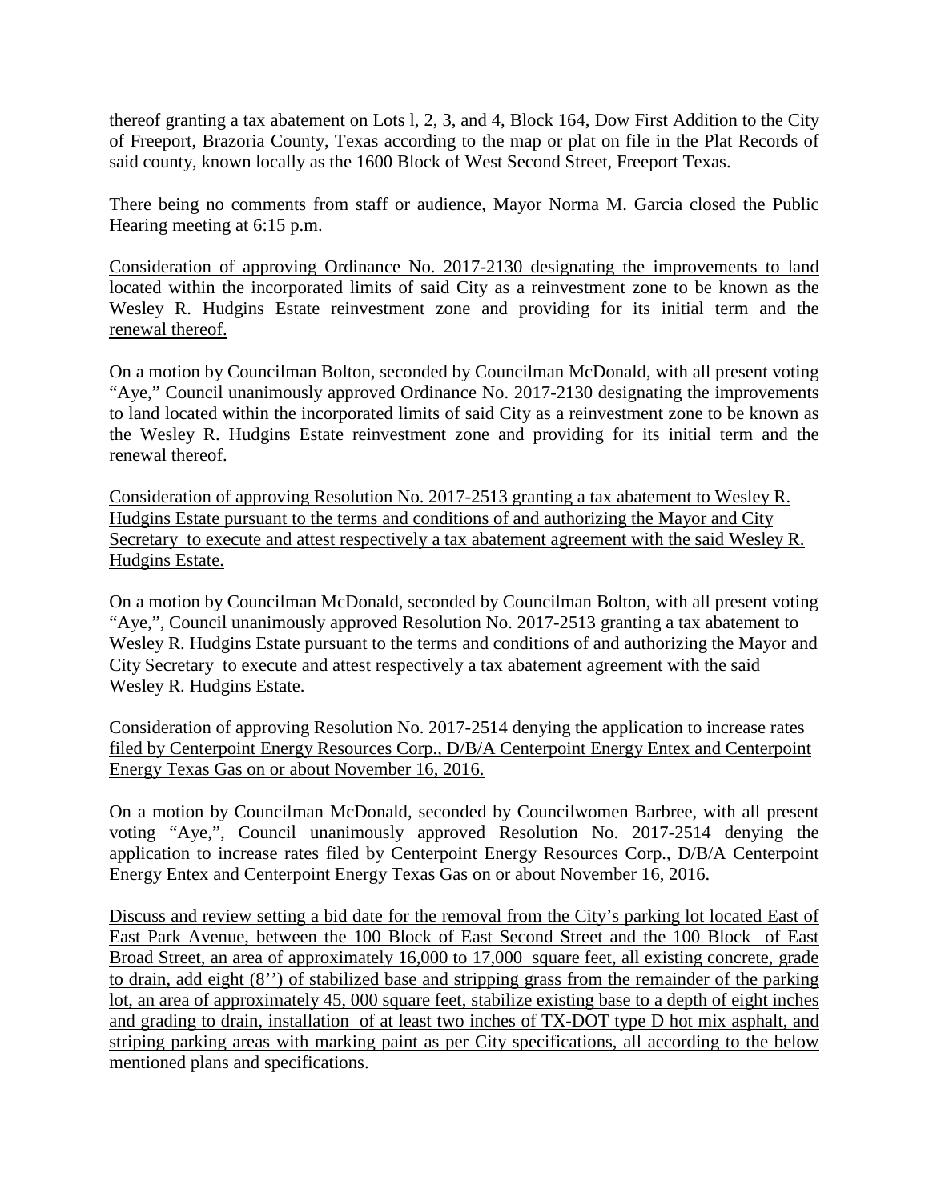thereof granting a tax abatement on Lots l, 2, 3, and 4, Block 164, Dow First Addition to the City of Freeport, Brazoria County, Texas according to the map or plat on file in the Plat Records of said county, known locally as the 1600 Block of West Second Street, Freeport Texas.

There being no comments from staff or audience, Mayor Norma M. Garcia closed the Public Hearing meeting at 6:15 p.m.

<u>Consideration of approving Ordinance No. 2017-2130 designating the improvements to land located within the incorporated limits of said City as a reinvestment zone to be known as the Wesley R. Hudgins Estate reinvestment zone and providing for its initial term and the renewal thereof.</u>

On a motion by Councilman Bolton, seconded by Councilman McDonald, with all present voting "Aye," Council unanimously approved Ordinance No. 2017-2130 designating the improvements to land located within the incorporated limits of said City as a reinvestment zone to be known as the Wesley R. Hudgins Estate reinvestment zone and providing for its initial term and the renewal thereof.

<u>Consideration of approving Resolution No. 2017-2513 granting a tax abatement to Wesley R. Hudgins Estate pursuant to the terms and conditions of and authorizing the Mayor and City Secretary to execute and attest respectively a tax abatement agreement with the said Wesley R. Hudgins Estate.</u>

On a motion by Councilman McDonald, seconded by Councilman Bolton, with all present voting "Aye,", Council unanimously approved Resolution No. 2017-2513 granting a tax abatement to Wesley R. Hudgins Estate pursuant to the terms and conditions of and authorizing the Mayor and City Secretary to execute and attest respectively a tax abatement agreement with the said Wesley R. Hudgins Estate.

<u>Consideration of approving Resolution No. 2017-2514 denying the application to increase rates filed by Centerpoint Energy Resources Corp., D/B/A Centerpoint Energy Entex and Centerpoint Energy Texas Gas on or about November 16, 2016.</u>

On a motion by Councilman McDonald, seconded by Councilwomen Barbree, with all present voting "Aye,", Council unanimously approved Resolution No. 2017-2514 denying the application to increase rates filed by Centerpoint Energy Resources Corp., D/B/A Centerpoint Energy Entex and Centerpoint Energy Texas Gas on or about November 16, 2016.

<u>Discuss and review setting a bid date for the removal from the City's parking lot located East of East Park Avenue, between the 100 Block of East Second Street and the 100 Block of East Broad Street, an area of approximately 16,000 to 17,000 square feet, all existing concrete, grade to drain, add eight (8'') of stabilized base and stripping grass from the remainder of the parking lot, an area of approximately 45, 000 square feet, stabilize existing base to a depth of eight inches and grading to drain, installation of at least two inches of TX-DOT type D hot mix asphalt, and striping parking areas with marking paint as per City specifications, all according to the below mentioned plans and specifications.</u>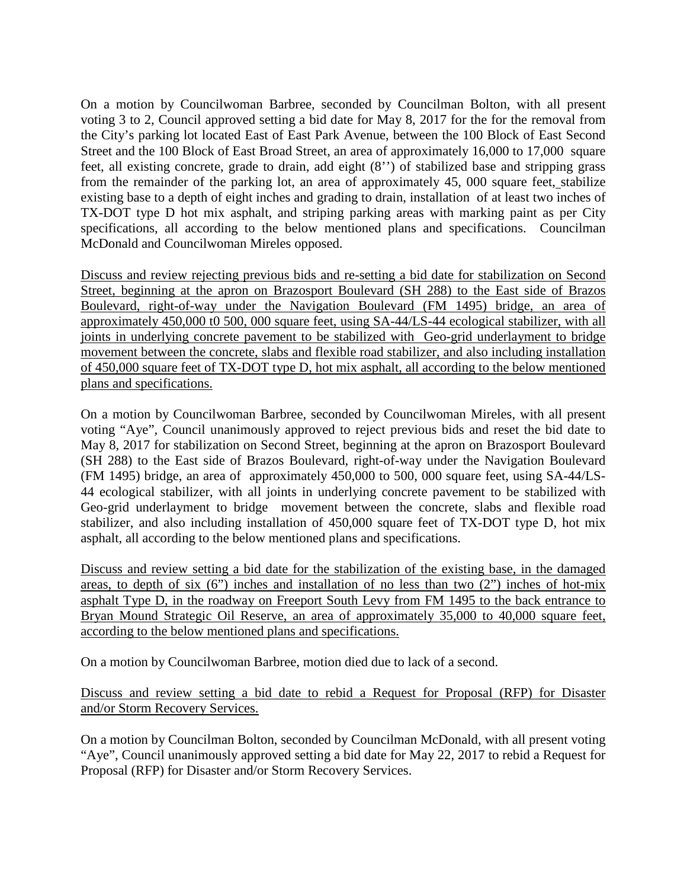On a motion by Councilwoman Barbree, seconded by Councilman Bolton, with all present voting 3 to 2, Council approved setting a bid date for May 8, 2017 for the for the removal from the City's parking lot located East of East Park Avenue, between the 100 Block of East Second Street and the 100 Block of East Broad Street, an area of approximately 16,000 to 17,000 square feet, all existing concrete, grade to drain, add eight (8'') of stabilized base and stripping grass from the remainder of the parking lot, an area of approximately 45, 000 square feet, stabilize existing base to a depth of eight inches and grading to drain, installation of at least two inches of TX-DOT type D hot mix asphalt, and striping parking areas with marking paint as per City specifications, all according to the below mentioned plans and specifications. Councilman McDonald and Councilwoman Mireles opposed.

Discuss and review rejecting previous bids and re-setting a bid date for stabilization on Second Street, beginning at the apron on Brazosport Boulevard (SH 288) to the East side of Brazos Boulevard, right-of-way under the Navigation Boulevard (FM 1495) bridge, an area of approximately 450,000 t0 500, 000 square feet, using SA-44/LS-44 ecological stabilizer, with all joints in underlying concrete pavement to be stabilized with Geo-grid underlayment to bridge movement between the concrete, slabs and flexible road stabilizer, and also including installation of 450,000 square feet of TX-DOT type D, hot mix asphalt, all according to the below mentioned plans and specifications.

On a motion by Councilwoman Barbree, seconded by Councilwoman Mireles, with all present voting "Aye", Council unanimously approved to reject previous bids and reset the bid date to May 8, 2017 for stabilization on Second Street, beginning at the apron on Brazosport Boulevard (SH 288) to the East side of Brazos Boulevard, right-of-way under the Navigation Boulevard (FM 1495) bridge, an area of approximately 450,000 to 500, 000 square feet, using SA-44/LS-44 ecological stabilizer, with all joints in underlying concrete pavement to be stabilized with Geo-grid underlayment to bridge movement between the concrete, slabs and flexible road stabilizer, and also including installation of 450,000 square feet of TX-DOT type D, hot mix asphalt, all according to the below mentioned plans and specifications.

Discuss and review setting a bid date for the stabilization of the existing base, in the damaged areas, to depth of six (6") inches and installation of no less than two (2") inches of hot-mix asphalt Type D, in the roadway on Freeport South Levy from FM 1495 to the back entrance to Bryan Mound Strategic Oil Reserve, an area of approximately 35,000 to 40,000 square feet, according to the below mentioned plans and specifications.

On a motion by Councilwoman Barbree, motion died due to lack of a second.

Discuss and review setting a bid date to rebid a Request for Proposal (RFP) for Disaster and/or Storm Recovery Services.

On a motion by Councilman Bolton, seconded by Councilman McDonald, with all present voting "Aye", Council unanimously approved setting a bid date for May 22, 2017 to rebid a Request for Proposal (RFP) for Disaster and/or Storm Recovery Services.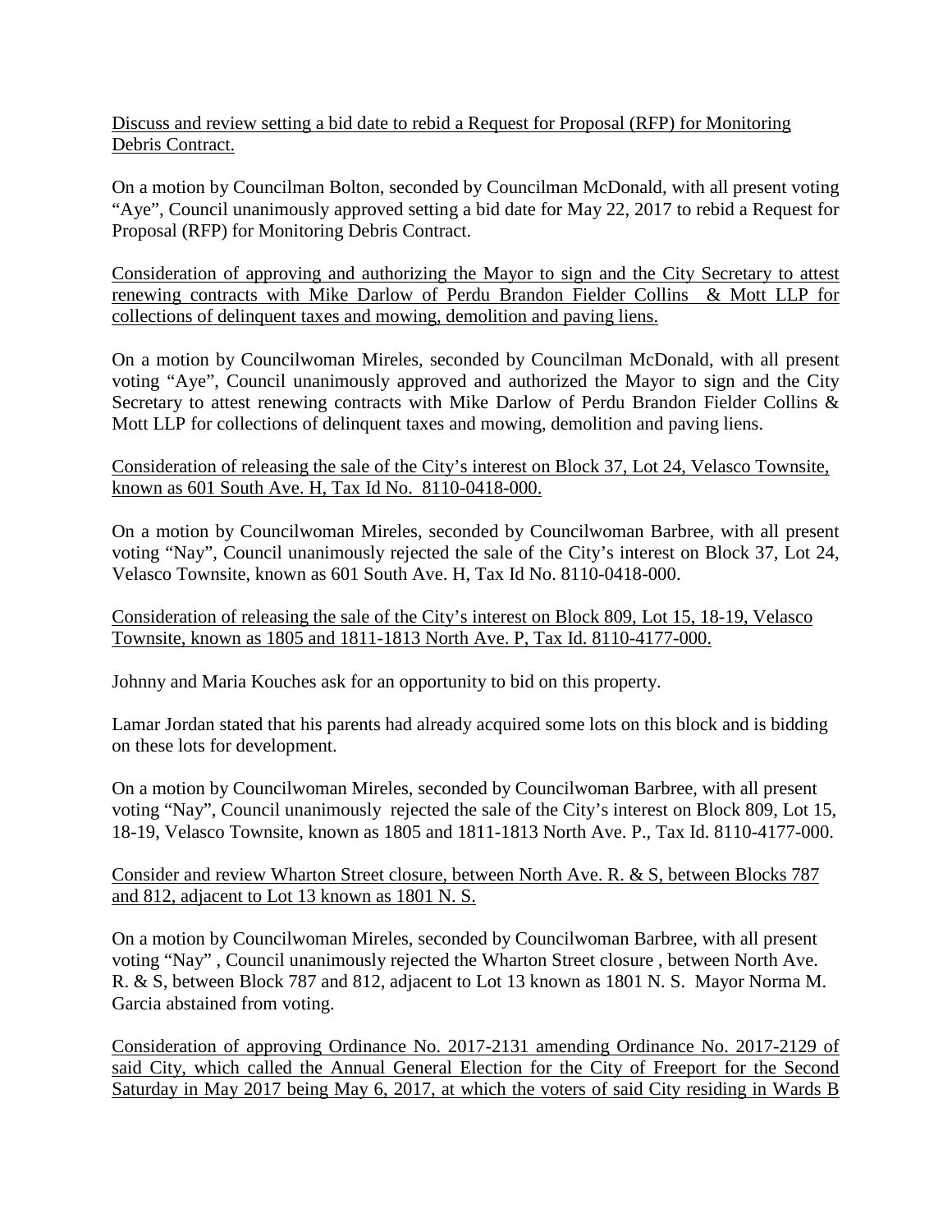Discuss and review setting a bid date to rebid a Request for Proposal (RFP) for Monitoring Debris Contract.

On a motion by Councilman Bolton, seconded by Councilman McDonald, with all present voting "Aye", Council unanimously approved setting a bid date for May 22, 2017 to rebid a Request for Proposal (RFP) for Monitoring Debris Contract.

Consideration of approving and authorizing the Mayor to sign and the City Secretary to attest renewing contracts with Mike Darlow of Perdu Brandon Fielder Collins & Mott LLP for collections of delinquent taxes and mowing, demolition and paving liens.

On a motion by Councilwoman Mireles, seconded by Councilman McDonald, with all present voting "Aye", Council unanimously approved and authorized the Mayor to sign and the City Secretary to attest renewing contracts with Mike Darlow of Perdu Brandon Fielder Collins & Mott LLP for collections of delinquent taxes and mowing, demolition and paving liens.

Consideration of releasing the sale of the City's interest on Block 37, Lot 24, Velasco Townsite, known as 601 South Ave. H, Tax Id No. 8110-0418-000.

On a motion by Councilwoman Mireles, seconded by Councilwoman Barbree, with all present voting "Nay", Council unanimously rejected the sale of the City's interest on Block 37, Lot 24, Velasco Townsite, known as 601 South Ave. H, Tax Id No. 8110-0418-000.

Consideration of releasing the sale of the City's interest on Block 809, Lot 15, 18-19, Velasco Townsite, known as 1805 and 1811-1813 North Ave. P, Tax Id. 8110-4177-000.

Johnny and Maria Kouches ask for an opportunity to bid on this property.

Lamar Jordan stated that his parents had already acquired some lots on this block and is bidding on these lots for development.

On a motion by Councilwoman Mireles, seconded by Councilwoman Barbree, with all present voting "Nay", Council unanimously rejected the sale of the City's interest on Block 809, Lot 15, 18-19, Velasco Townsite, known as 1805 and 1811-1813 North Ave. P., Tax Id. 8110-4177-000.

Consider and review Wharton Street closure, between North Ave. R. & S, between Blocks 787 and 812, adjacent to Lot 13 known as 1801 N. S.

On a motion by Councilwoman Mireles, seconded by Councilwoman Barbree, with all present voting "Nay" , Council unanimously rejected the Wharton Street closure , between North Ave. R. & S, between Block 787 and 812, adjacent to Lot 13 known as 1801 N. S. Mayor Norma M. Garcia abstained from voting.

Consideration of approving Ordinance No. 2017-2131 amending Ordinance No. 2017-2129 of said City, which called the Annual General Election for the City of Freeport for the Second Saturday in May 2017 being May 6, 2017, at which the voters of said City residing in Wards B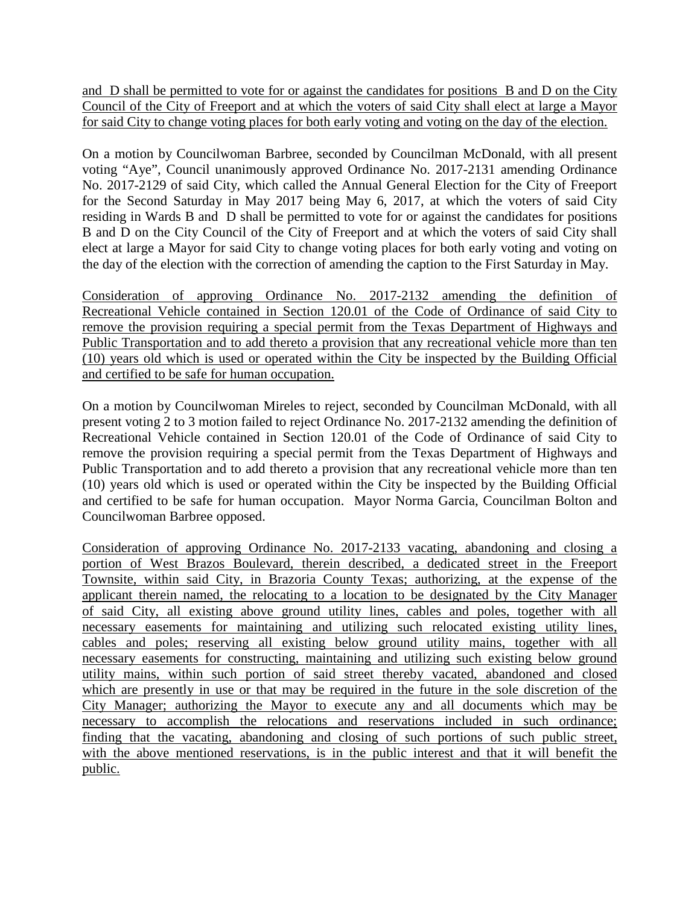<u>and D shall be permitted to vote for or against the candidates for positions B and D on the City Council of the City of Freeport and at which the voters of said City shall elect at large a Mayor for said City to change voting places for both early voting and voting on the day of the election.</u>

On a motion by Councilwoman Barbree, seconded by Councilman McDonald, with all present voting "Aye", Council unanimously approved Ordinance No. 2017-2131 amending Ordinance No. 2017-2129 of said City, which called the Annual General Election for the City of Freeport for the Second Saturday in May 2017 being May 6, 2017, at which the voters of said City residing in Wards B and D shall be permitted to vote for or against the candidates for positions B and D on the City Council of the City of Freeport and at which the voters of said City shall elect at large a Mayor for said City to change voting places for both early voting and voting on the day of the election with the correction of amending the caption to the First Saturday in May.

<u>Consideration of approving Ordinance No. 2017-2132 amending the definition of Recreational Vehicle contained in Section 120.01 of the Code of Ordinance of said City to remove the provision requiring a special permit from the Texas Department of Highways and Public Transportation and to add thereto a provision that any recreational vehicle more than ten (10) years old which is used or operated within the City be inspected by the Building Official and certified to be safe for human occupation.</u>

On a motion by Councilwoman Mireles to reject, seconded by Councilman McDonald, with all present voting 2 to 3 motion failed to reject Ordinance No. 2017-2132 amending the definition of Recreational Vehicle contained in Section 120.01 of the Code of Ordinance of said City to remove the provision requiring a special permit from the Texas Department of Highways and Public Transportation and to add thereto a provision that any recreational vehicle more than ten (10) years old which is used or operated within the City be inspected by the Building Official and certified to be safe for human occupation. Mayor Norma Garcia, Councilman Bolton and Councilwoman Barbree opposed.

<u>Consideration of approving Ordinance No. 2017-2133 vacating, abandoning and closing a portion of West Brazos Boulevard, therein described, a dedicated street in the Freeport Townsite, within said City, in Brazoria County Texas; authorizing, at the expense of the applicant therein named, the relocating to a location to be designated by the City Manager of said City, all existing above ground utility lines, cables and poles, together with all necessary easements for maintaining and utilizing such relocated existing utility lines, cables and poles; reserving all existing below ground utility mains, together with all necessary easements for constructing, maintaining and utilizing such existing below ground utility mains, within such portion of said street thereby vacated, abandoned and closed which are presently in use or that may be required in the future in the sole discretion of the City Manager; authorizing the Mayor to execute any and all documents which may be necessary to accomplish the relocations and reservations included in such ordinance; finding that the vacating, abandoning and closing of such portions of such public street, with the above mentioned reservations, is in the public interest and that it will benefit the public.</u>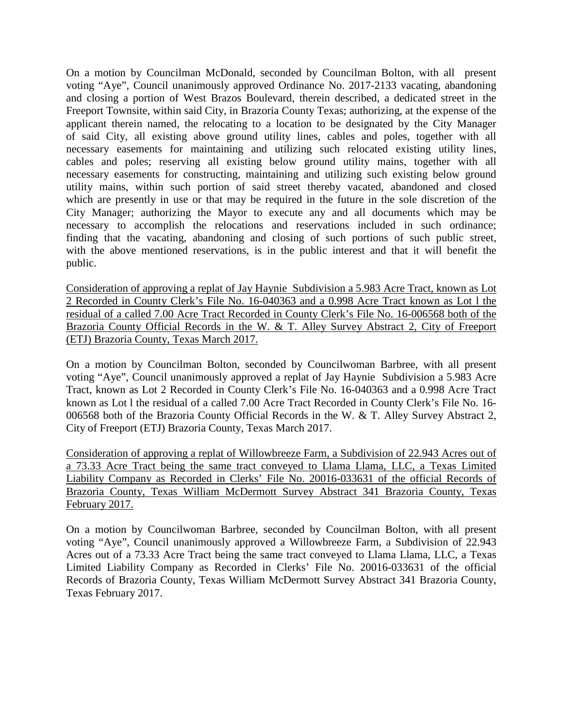On a motion by Councilman McDonald, seconded by Councilman Bolton, with all present voting "Aye", Council unanimously approved Ordinance No. 2017-2133 vacating, abandoning and closing a portion of West Brazos Boulevard, therein described, a dedicated street in the Freeport Townsite, within said City, in Brazoria County Texas; authorizing, at the expense of the applicant therein named, the relocating to a location to be designated by the City Manager of said City, all existing above ground utility lines, cables and poles, together with all necessary easements for maintaining and utilizing such relocated existing utility lines, cables and poles; reserving all existing below ground utility mains, together with all necessary easements for constructing, maintaining and utilizing such existing below ground utility mains, within such portion of said street thereby vacated, abandoned and closed which are presently in use or that may be required in the future in the sole discretion of the City Manager; authorizing the Mayor to execute any and all documents which may be necessary to accomplish the relocations and reservations included in such ordinance; finding that the vacating, abandoning and closing of such portions of such public street, with the above mentioned reservations, is in the public interest and that it will benefit the public.

<u>Consideration of approving a replat of Jay Haynie Subdivision a 5.983 Acre Tract, known as Lot 2 Recorded in County Clerk's File No. 16-040363 and a 0.998 Acre Tract known as Lot l the residual of a called 7.00 Acre Tract Recorded in County Clerk's File No. 16-006568 both of the Brazoria County Official Records in the W. & T. Alley Survey Abstract 2, City of Freeport (ETJ) Brazoria County, Texas March 2017.</u>

On a motion by Councilman Bolton, seconded by Councilwoman Barbree, with all present voting "Aye", Council unanimously approved a replat of Jay Haynie Subdivision a 5.983 Acre Tract, known as Lot 2 Recorded in County Clerk's File No. 16-040363 and a 0.998 Acre Tract known as Lot l the residual of a called 7.00 Acre Tract Recorded in County Clerk's File No. 16-006568 both of the Brazoria County Official Records in the W. & T. Alley Survey Abstract 2, City of Freeport (ETJ) Brazoria County, Texas March 2017.

<u>Consideration of approving a replat of Willowbreeze Farm, a Subdivision of 22.943 Acres out of a 73.33 Acre Tract being the same tract conveyed to Llama Llama, LLC, a Texas Limited Liability Company as Recorded in Clerks' File No. 20016-033631 of the official Records of Brazoria County, Texas William McDermott Survey Abstract 341 Brazoria County, Texas February 2017.</u>

On a motion by Councilwoman Barbree, seconded by Councilman Bolton, with all present voting "Aye", Council unanimously approved a Willowbreeze Farm, a Subdivision of 22.943 Acres out of a 73.33 Acre Tract being the same tract conveyed to Llama Llama, LLC, a Texas Limited Liability Company as Recorded in Clerks' File No. 20016-033631 of the official Records of Brazoria County, Texas William McDermott Survey Abstract 341 Brazoria County, Texas February 2017.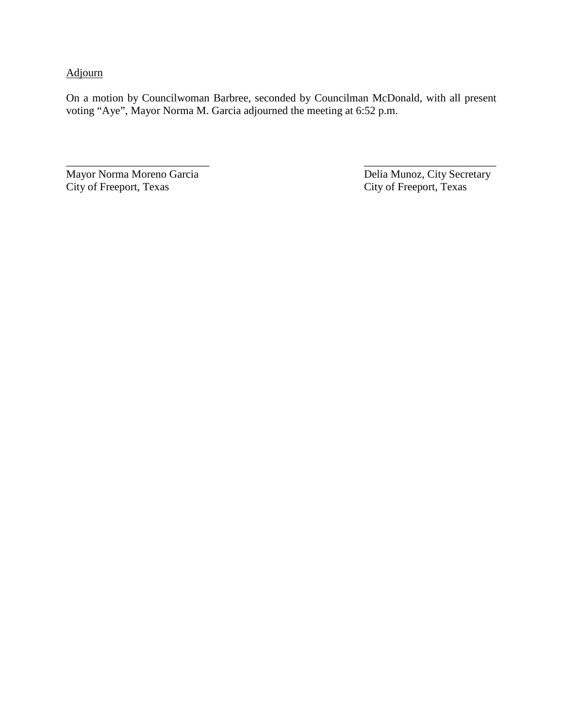Adjourn

On a motion by Councilwoman Barbree, seconded by Councilman McDonald, with all present voting "Aye", Mayor Norma M. Garcia adjourned the meeting at 6:52 p.m.

\_\_\_\_\_\_\_\_\_\_\_\_\_\_\_\_\_\_\_\_\_\_\_\_\_\_
Mayor Norma Moreno Garcia
City of Freeport, Texas

\_\_\_\_\_\_\_\_\_\_\_\_\_\_\_\_\_\_\_\_\_\_\_\_\_\_
Delia Munoz, City Secretary
City of Freeport, Texas